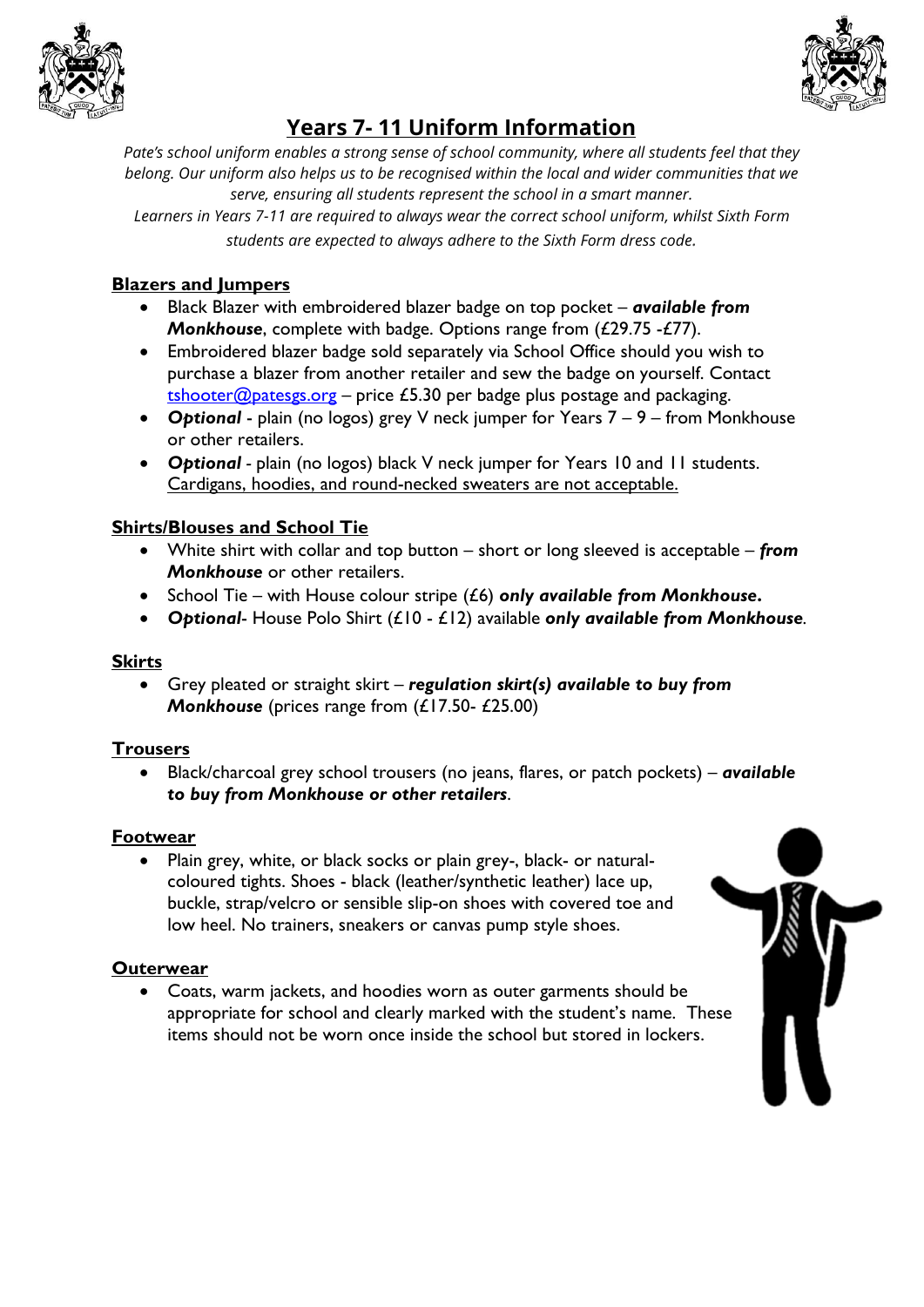# Years 7- 11 Uniform Information

*Pate's school uniform enables a strong sense of school community, where all students feel that they belong. Our uniform also helps us to be recognised within the local and wider communities that we serve, ensuring all students represent the school in a smart manner.*

*Learners in Years 7-11 are required to always wear the correct school uniform, whilst Sixth Form students are expected to always adhere to the Sixth Form dress code.*

## Blazers and Jumpers

- Black Blazer with embroidered blazer badge on top pocket – ***available from Monkhouse***, complete with badge. Options range from (£29.75 -£77).
- Embroidered blazer badge sold separately via School Office should you wish to purchase a blazer from another retailer and sew the badge on yourself. Contact tshooter@patesgs.org – price £5.30 per badge plus postage and packaging.
- ***Optional*** - plain (no logos) grey V neck jumper for Years 7 – 9 – from Monkhouse or other retailers.
- ***Optional*** - plain (no logos) black V neck jumper for Years 10 and 11 students. Cardigans, hoodies, and round-necked sweaters are not acceptable.

## Shirts/Blouses and School Tie

- White shirt with collar and top button – short or long sleeved is acceptable – ***from Monkhouse*** or other retailers.
- School Tie – with House colour stripe (£6) ***only available from Monkhouse.***
- ***Optional***- House Polo Shirt (£10 - £12) available ***only available from Monkhouse***.

## Skirts

- Grey pleated or straight skirt – ***regulation skirt(s) available to buy from Monkhouse*** (prices range from (£17.50- £25.00)

## Trousers

- Black/charcoal grey school trousers (no jeans, flares, or patch pockets) – ***available to buy from Monkhouse or other retailers***.

## Footwear

- Plain grey, white, or black socks or plain grey-, black- or natural-coloured tights. Shoes - black (leather/synthetic leather) lace up, buckle, strap/velcro or sensible slip-on shoes with covered toe and low heel. No trainers, sneakers or canvas pump style shoes.

## Outerwear

- Coats, warm jackets, and hoodies worn as outer garments should be appropriate for school and clearly marked with the student's name. These items should not be worn once inside the school but stored in lockers.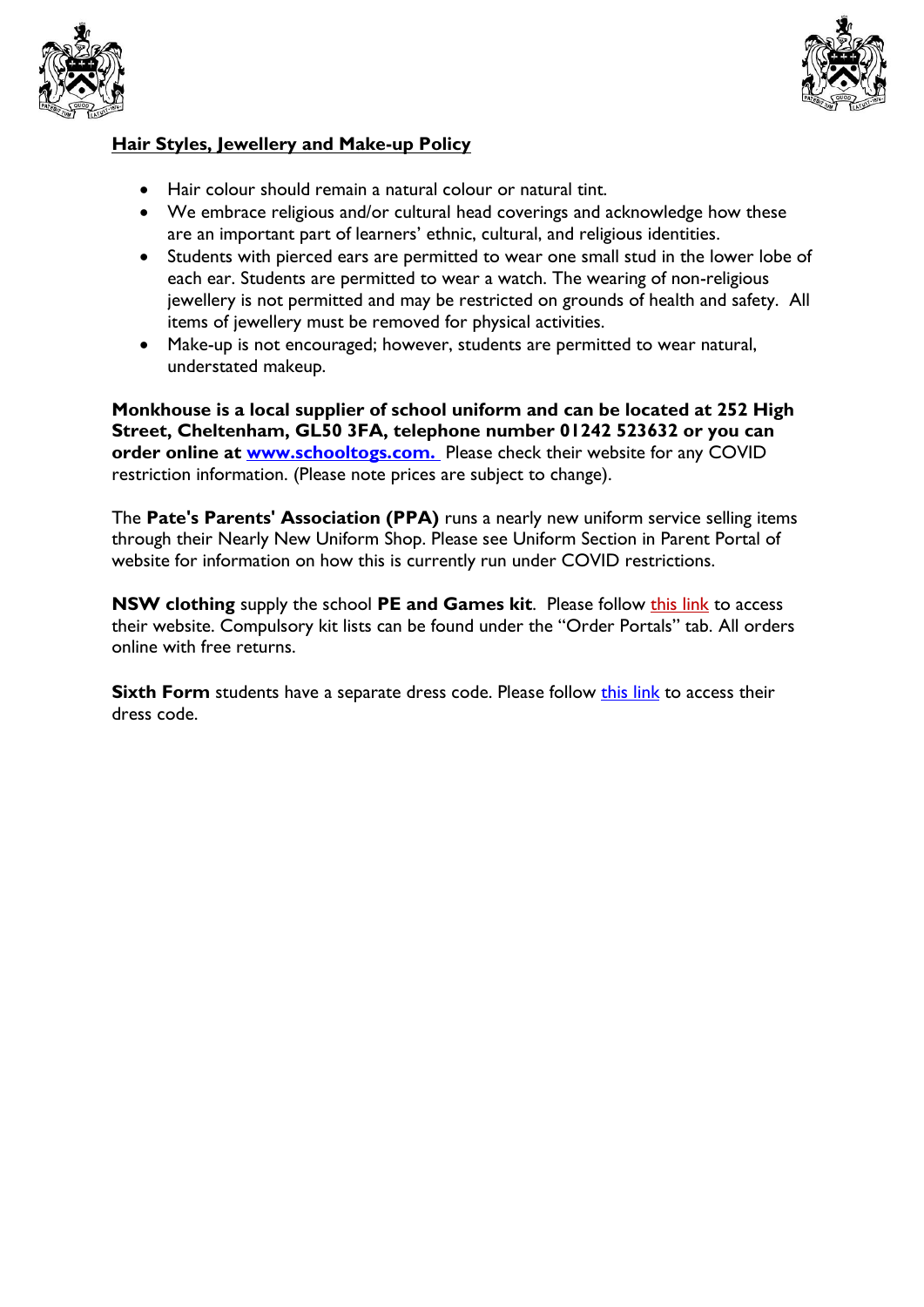**Hair Styles, Jewellery and Make-up Policy**

- Hair colour should remain a natural colour or natural tint.
- We embrace religious and/or cultural head coverings and acknowledge how these are an important part of learners' ethnic, cultural, and religious identities.
- Students with pierced ears are permitted to wear one small stud in the lower lobe of each ear. Students are permitted to wear a watch. The wearing of non-religious jewellery is not permitted and may be restricted on grounds of health and safety. All items of jewellery must be removed for physical activities.
- Make-up is not encouraged; however, students are permitted to wear natural, understated makeup.

**Monkhouse is a local supplier of school uniform and can be located at 252 High Street, Cheltenham, GL50 3FA, telephone number 01242 523632 or you can order online at [www.schooltogs.com.](http://www.schooltogs.com)** Please check their website for any COVID restriction information. (Please note prices are subject to change).

The **Pate's Parents' Association (PPA)** runs a nearly new uniform service selling items through their Nearly New Uniform Shop. Please see Uniform Section in Parent Portal of website for information on how this is currently run under COVID restrictions.

**NSW clothing** supply the school **PE and Games kit**. Please follow this link to access their website. Compulsory kit lists can be found under the "Order Portals" tab. All orders online with free returns.

**Sixth Form** students have a separate dress code. Please follow this link to access their dress code.